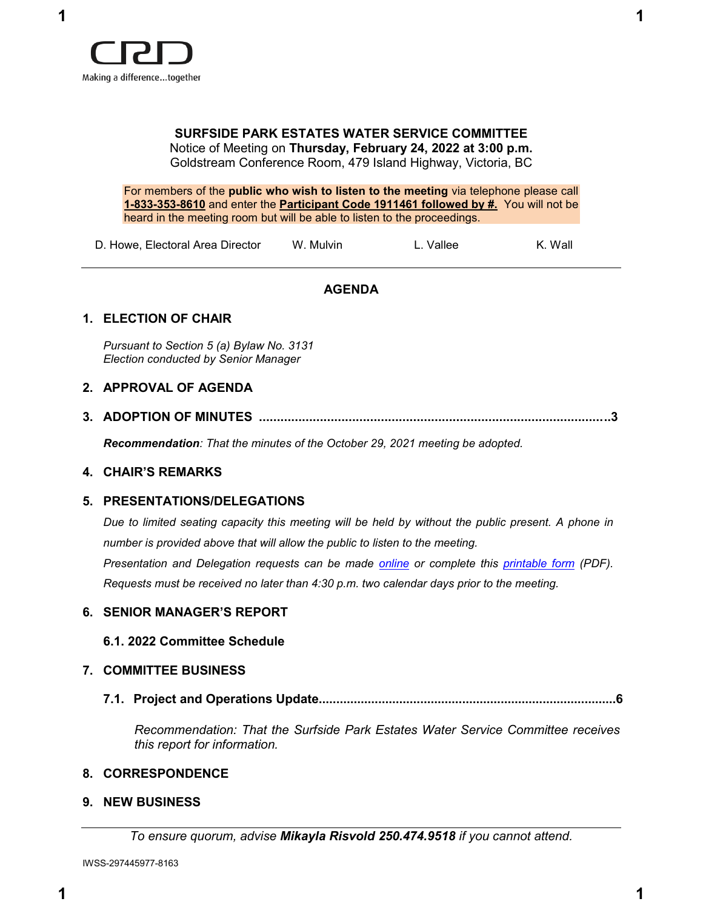CRD

Making a difference...together

# SURFSIDE PARK ESTATES WATER SERVICE COMMITTEE

Notice of Meeting on **Thursday, February 24, 2022 at 3:00 p.m.**
Goldstream Conference Room, 479 Island Highway, Victoria, BC

For members of the **public who wish to listen to the meeting** via telephone please call **1-833-353-8610** and enter the **Participant Code 1911461 followed by #.** You will not be heard in the meeting room but will be able to listen to the proceedings.

D. Howe, Electoral Area Director W. Mulvin L. Vallee K. Wall

---

## AGENDA

### 1. ELECTION OF CHAIR

*Pursuant to Section 5 (a) Bylaw No. 3131*
*Election conducted by Senior Manager*

### 2. APPROVAL OF AGENDA

### 3. ADOPTION OF MINUTES ....................................................................................... 3

***Recommendation**: That the minutes of the October 29, 2021 meeting be adopted.*

### 4. CHAIR'S REMARKS

### 5. PRESENTATIONS/DELEGATIONS

*Due to limited seating capacity this meeting will be held by without the public present. A phone in number is provided above that will allow the public to listen to the meeting.*

*Presentation and Delegation requests can be made online or complete this printable form (PDF). Requests must be received no later than 4:30 p.m. two calendar days prior to the meeting.*

### 6. SENIOR MANAGER'S REPORT

#### 6.1. 2022 Committee Schedule

### 7. COMMITTEE BUSINESS

#### 7.1. Project and Operations Update........................................................................ 6

*Recommendation: That the Surfside Park Estates Water Service Committee receives this report for information.*

### 8. CORRESPONDENCE

### 9. NEW BUSINESS

---

*To ensure quorum, advise **Mikayla Risvold 250.474.9518** if you cannot attend.*

IWSS-297445977-8163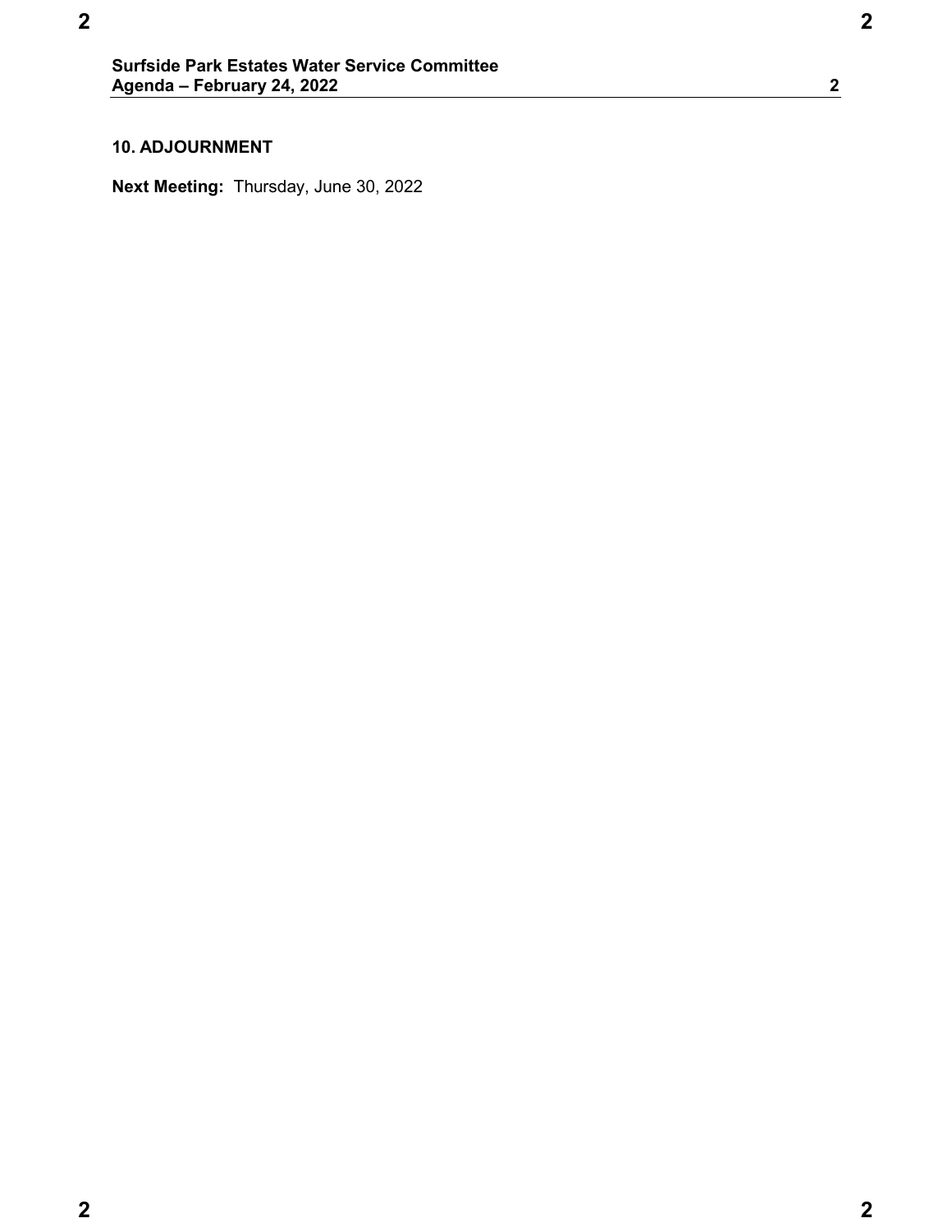**10. ADJOURNMENT**

**Next Meeting:** Thursday, June 30, 2022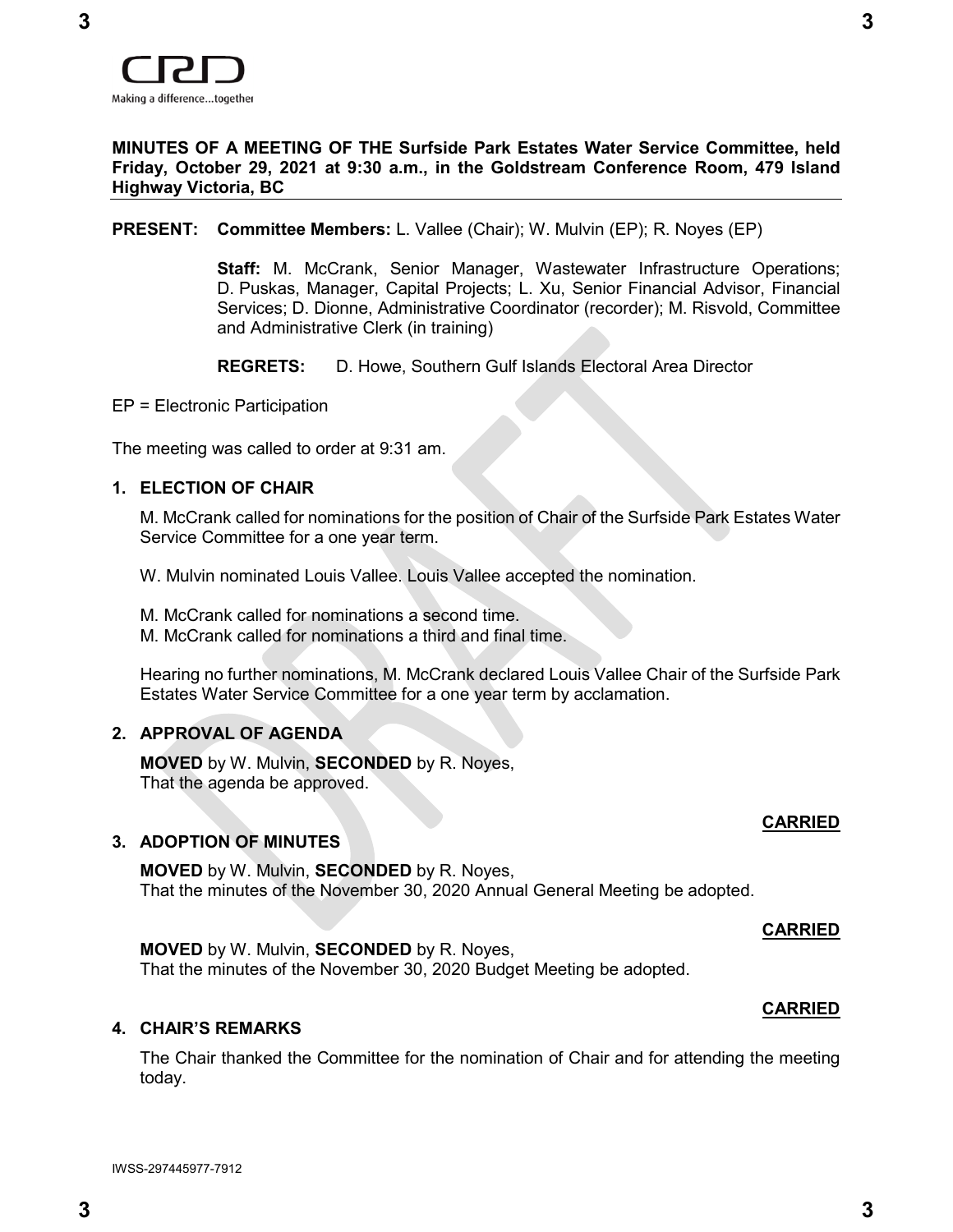**MINUTES OF A MEETING OF THE Surfside Park Estates Water Service Committee, held Friday, October 29, 2021 at 9:30 a.m., in the Goldstream Conference Room, 479 Island Highway Victoria, BC**

**PRESENT:** **Committee Members:** L. Vallee (Chair); W. Mulvin (EP); R. Noyes (EP)

**Staff:** M. McCrank, Senior Manager, Wastewater Infrastructure Operations; D. Puskas, Manager, Capital Projects; L. Xu, Senior Financial Advisor, Financial Services; D. Dionne, Administrative Coordinator (recorder); M. Risvold, Committee and Administrative Clerk (in training)

**REGRETS:** D. Howe, Southern Gulf Islands Electoral Area Director

EP = Electronic Participation

The meeting was called to order at 9:31 am.

## 1. ELECTION OF CHAIR

M. McCrank called for nominations for the position of Chair of the Surfside Park Estates Water Service Committee for a one year term.

W. Mulvin nominated Louis Vallee. Louis Vallee accepted the nomination.

M. McCrank called for nominations a second time.
M. McCrank called for nominations a third and final time.

Hearing no further nominations, M. McCrank declared Louis Vallee Chair of the Surfside Park Estates Water Service Committee for a one year term by acclamation.

## 2. APPROVAL OF AGENDA

**MOVED** by W. Mulvin, **SECONDED** by R. Noyes,
That the agenda be approved.

**CARRIED**

## 3. ADOPTION OF MINUTES

**MOVED** by W. Mulvin, **SECONDED** by R. Noyes,
That the minutes of the November 30, 2020 Annual General Meeting be adopted.

**CARRIED**

**MOVED** by W. Mulvin, **SECONDED** by R. Noyes,
That the minutes of the November 30, 2020 Budget Meeting be adopted.

**CARRIED**

## 4. CHAIR'S REMARKS

The Chair thanked the Committee for the nomination of Chair and for attending the meeting today.

IWSS-297445977-7912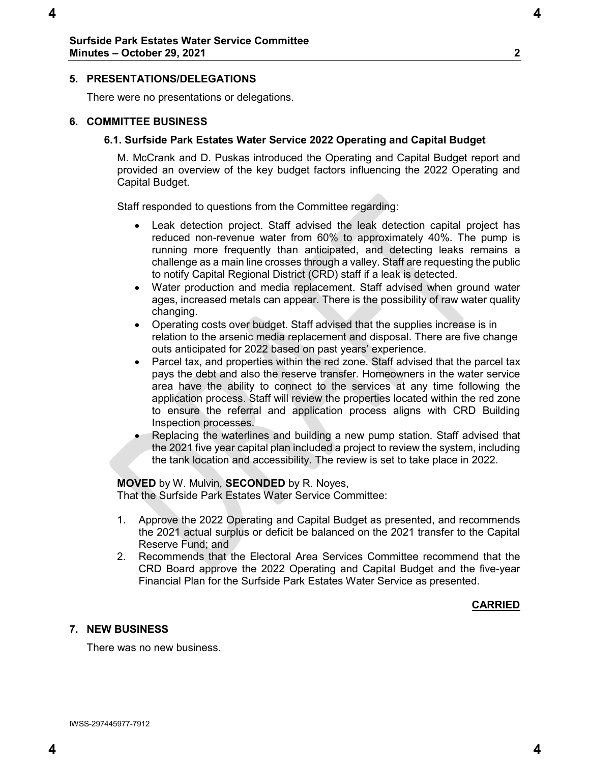## 5. PRESENTATIONS/DELEGATIONS

There were no presentations or delegations.

## 6. COMMITTEE BUSINESS

### 6.1. Surfside Park Estates Water Service 2022 Operating and Capital Budget

M. McCrank and D. Puskas introduced the Operating and Capital Budget report and provided an overview of the key budget factors influencing the 2022 Operating and Capital Budget.

Staff responded to questions from the Committee regarding:

- Leak detection project. Staff advised the leak detection capital project has reduced non-revenue water from 60% to approximately 40%. The pump is running more frequently than anticipated, and detecting leaks remains a challenge as a main line crosses through a valley. Staff are requesting the public to notify Capital Regional District (CRD) staff if a leak is detected.
- Water production and media replacement. Staff advised when ground water ages, increased metals can appear. There is the possibility of raw water quality changing.
- Operating costs over budget. Staff advised that the supplies increase is in relation to the arsenic media replacement and disposal. There are five change outs anticipated for 2022 based on past years' experience.
- Parcel tax, and properties within the red zone. Staff advised that the parcel tax pays the debt and also the reserve transfer. Homeowners in the water service area have the ability to connect to the services at any time following the application process. Staff will review the properties located within the red zone to ensure the referral and application process aligns with CRD Building Inspection processes.
- Replacing the waterlines and building a new pump station. Staff advised that the 2021 five year capital plan included a project to review the system, including the tank location and accessibility. The review is set to take place in 2022.

**MOVED** by W. Mulvin, **SECONDED** by R. Noyes,
That the Surfside Park Estates Water Service Committee:

1. Approve the 2022 Operating and Capital Budget as presented, and recommends the 2021 actual surplus or deficit be balanced on the 2021 transfer to the Capital Reserve Fund; and
2. Recommends that the Electoral Area Services Committee recommend that the CRD Board approve the 2022 Operating and Capital Budget and the five-year Financial Plan for the Surfside Park Estates Water Service as presented.

**CARRIED**

## 7. NEW BUSINESS

There was no new business.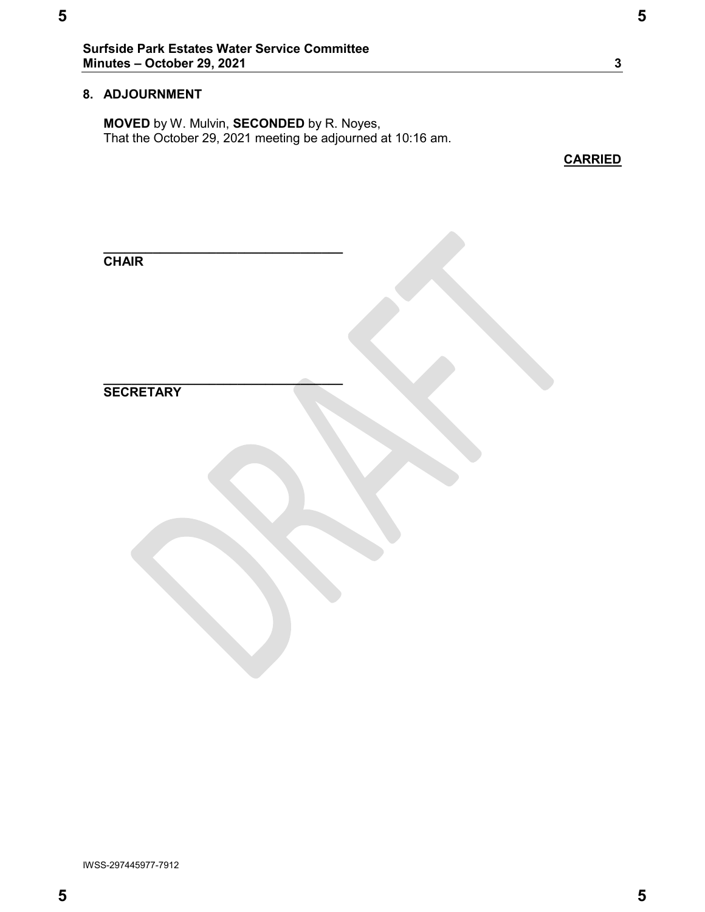## 8. ADJOURNMENT

**MOVED** by W. Mulvin, **SECONDED** by R. Noyes,
That the October 29, 2021 meeting be adjourned at 10:16 am.

**CARRIED**

\_\_\_\_\_\_\_\_\_\_\_\_\_\_\_\_\_\_\_\_\_\_\_\_\_\_\_\_\_\_\_\_\_\_
**CHAIR**

\_\_\_\_\_\_\_\_\_\_\_\_\_\_\_\_\_\_\_\_\_\_\_\_\_\_\_\_\_\_\_\_\_\_
**SECRETARY**

IWSS-297445977-7912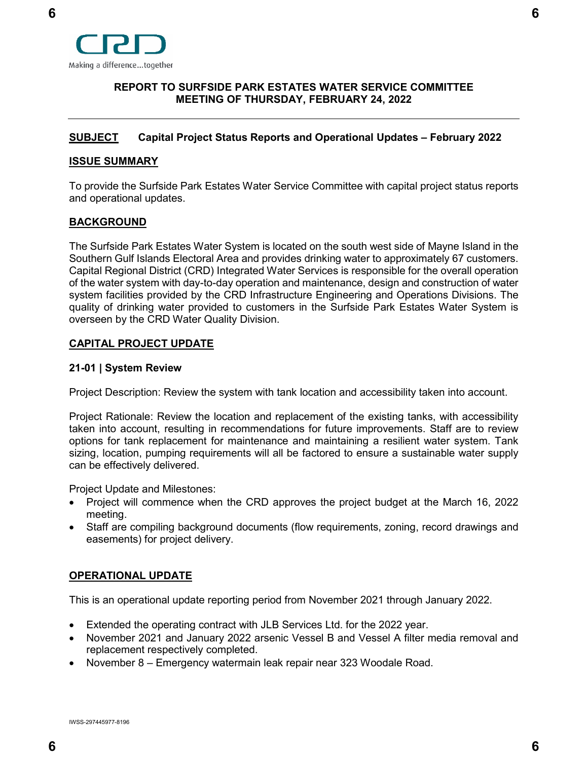Making a difference...together

**REPORT TO SURFSIDE PARK ESTATES WATER SERVICE COMMITTEE**
**MEETING OF THURSDAY, FEBRUARY 24, 2022**

---

**SUBJECT** **Capital Project Status Reports and Operational Updates – February 2022**

## ISSUE SUMMARY

To provide the Surfside Park Estates Water Service Committee with capital project status reports and operational updates.

## BACKGROUND

The Surfside Park Estates Water System is located on the south west side of Mayne Island in the Southern Gulf Islands Electoral Area and provides drinking water to approximately 67 customers. Capital Regional District (CRD) Integrated Water Services is responsible for the overall operation of the water system with day-to-day operation and maintenance, design and construction of water system facilities provided by the CRD Infrastructure Engineering and Operations Divisions. The quality of drinking water provided to customers in the Surfside Park Estates Water System is overseen by the CRD Water Quality Division.

## CAPITAL PROJECT UPDATE

### 21-01 | System Review

Project Description: Review the system with tank location and accessibility taken into account.

Project Rationale: Review the location and replacement of the existing tanks, with accessibility taken into account, resulting in recommendations for future improvements. Staff are to review options for tank replacement for maintenance and maintaining a resilient water system. Tank sizing, location, pumping requirements will all be factored to ensure a sustainable water supply can be effectively delivered.

Project Update and Milestones:

- Project will commence when the CRD approves the project budget at the March 16, 2022 meeting.
- Staff are compiling background documents (flow requirements, zoning, record drawings and easements) for project delivery.

## OPERATIONAL UPDATE

This is an operational update reporting period from November 2021 through January 2022.

- Extended the operating contract with JLB Services Ltd. for the 2022 year.
- November 2021 and January 2022 arsenic Vessel B and Vessel A filter media removal and replacement respectively completed.
- November 8 – Emergency watermain leak repair near 323 Woodale Road.

IWSS-297445977-8196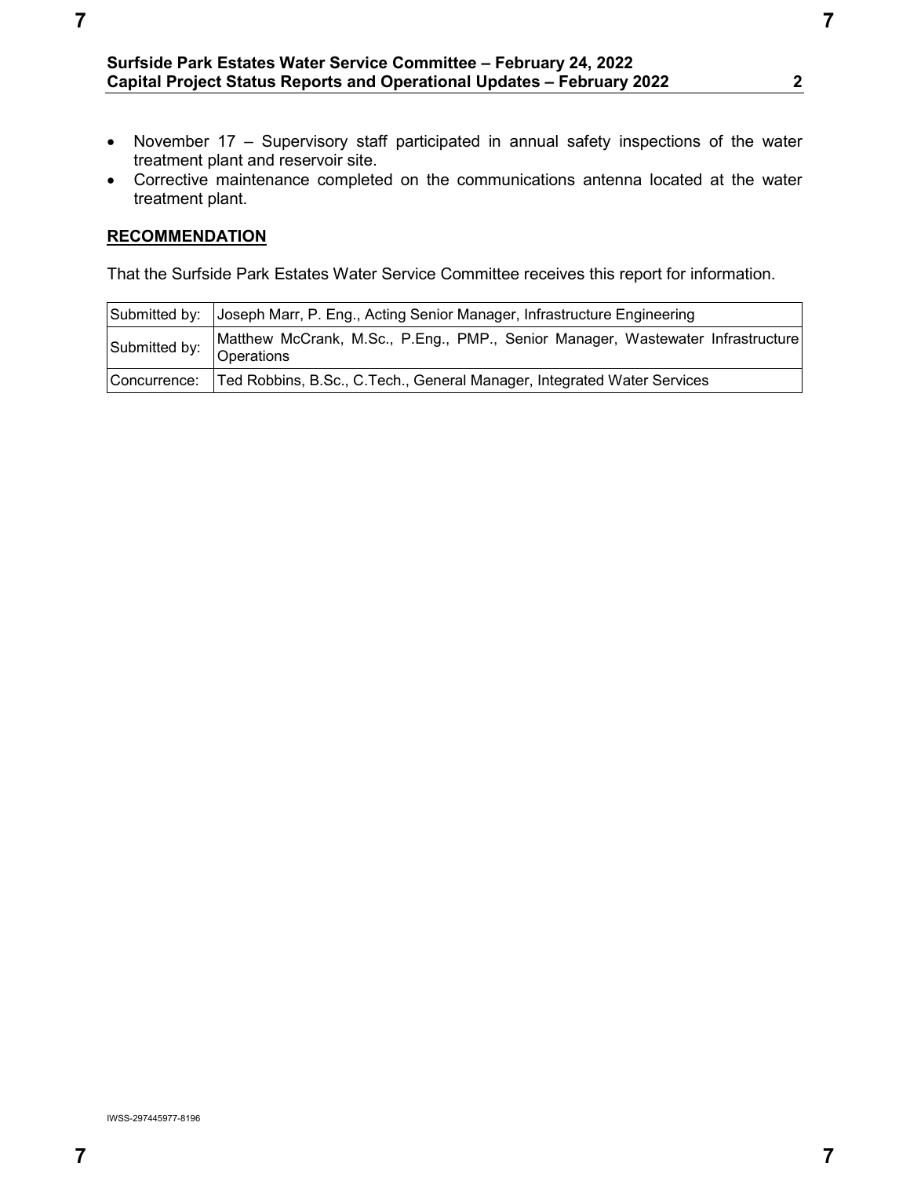- November 17 – Supervisory staff participated in annual safety inspections of the water treatment plant and reservoir site.
- Corrective maintenance completed on the communications antenna located at the water treatment plant.

## RECOMMENDATION

That the Surfside Park Estates Water Service Committee receives this report for information.

| | |
|---|---|
| Submitted by: | Joseph Marr, P. Eng., Acting Senior Manager, Infrastructure Engineering |
| Submitted by: | Matthew McCrank, M.Sc., P.Eng., PMP., Senior Manager, Wastewater Infrastructure Operations |
| Concurrence: | Ted Robbins, B.Sc., C.Tech., General Manager, Integrated Water Services |

IWSS-297445977-8196